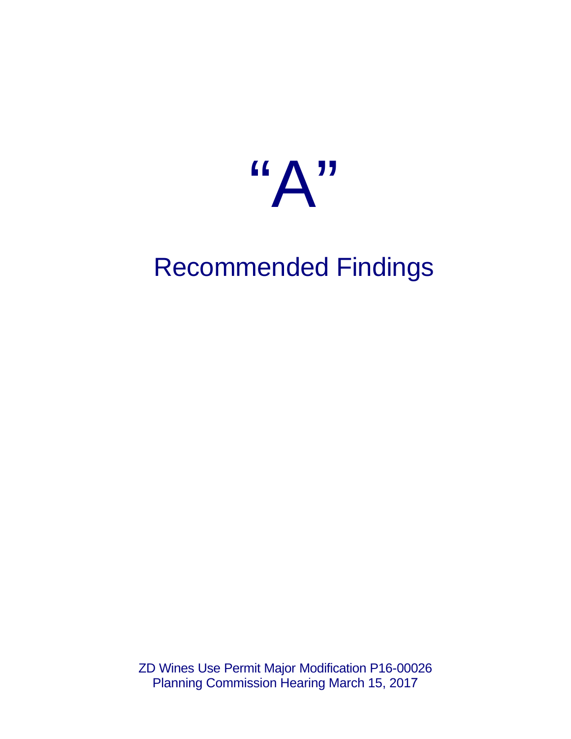# “A”

## Recommended Findings

ZD Wines Use Permit Major Modification P16-00026
Planning Commission Hearing March 15, 2017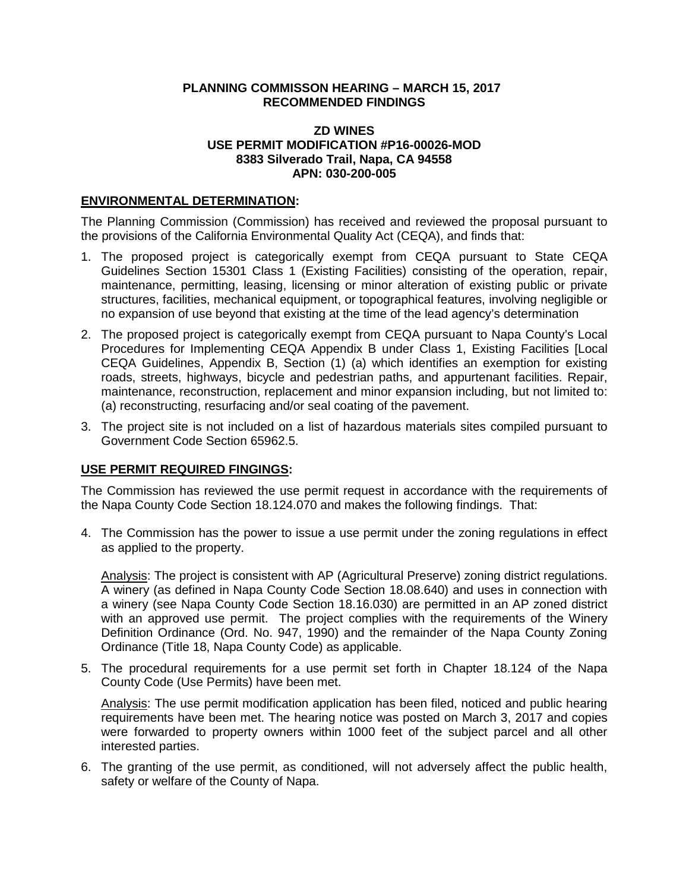**PLANNING COMMISSON HEARING – MARCH 15, 2017**
**RECOMMENDED FINDINGS**

**ZD WINES**
**USE PERMIT MODIFICATION #P16-00026-MOD**
**8383 Silverado Trail, Napa, CA 94558**
**APN: 030-200-005**

**ENVIRONMENTAL DETERMINATION:**

The Planning Commission (Commission) has received and reviewed the proposal pursuant to the provisions of the California Environmental Quality Act (CEQA), and finds that:

1. The proposed project is categorically exempt from CEQA pursuant to State CEQA Guidelines Section 15301 Class 1 (Existing Facilities) consisting of the operation, repair, maintenance, permitting, leasing, licensing or minor alteration of existing public or private structures, facilities, mechanical equipment, or topographical features, involving negligible or no expansion of use beyond that existing at the time of the lead agency's determination
2. The proposed project is categorically exempt from CEQA pursuant to Napa County's Local Procedures for Implementing CEQA Appendix B under Class 1, Existing Facilities [Local CEQA Guidelines, Appendix B, Section (1) (a) which identifies an exemption for existing roads, streets, highways, bicycle and pedestrian paths, and appurtenant facilities. Repair, maintenance, reconstruction, replacement and minor expansion including, but not limited to: (a) reconstructing, resurfacing and/or seal coating of the pavement.
3. The project site is not included on a list of hazardous materials sites compiled pursuant to Government Code Section 65962.5.

**USE PERMIT REQUIRED FINGINGS:**

The Commission has reviewed the use permit request in accordance with the requirements of the Napa County Code Section 18.124.070 and makes the following findings. That:

4. The Commission has the power to issue a use permit under the zoning regulations in effect as applied to the property.

   Analysis: The project is consistent with AP (Agricultural Preserve) zoning district regulations. A winery (as defined in Napa County Code Section 18.08.640) and uses in connection with a winery (see Napa County Code Section 18.16.030) are permitted in an AP zoned district with an approved use permit. The project complies with the requirements of the Winery Definition Ordinance (Ord. No. 947, 1990) and the remainder of the Napa County Zoning Ordinance (Title 18, Napa County Code) as applicable.

5. The procedural requirements for a use permit set forth in Chapter 18.124 of the Napa County Code (Use Permits) have been met.

   Analysis: The use permit modification application has been filed, noticed and public hearing requirements have been met. The hearing notice was posted on March 3, 2017 and copies were forwarded to property owners within 1000 feet of the subject parcel and all other interested parties.

6. The granting of the use permit, as conditioned, will not adversely affect the public health, safety or welfare of the County of Napa.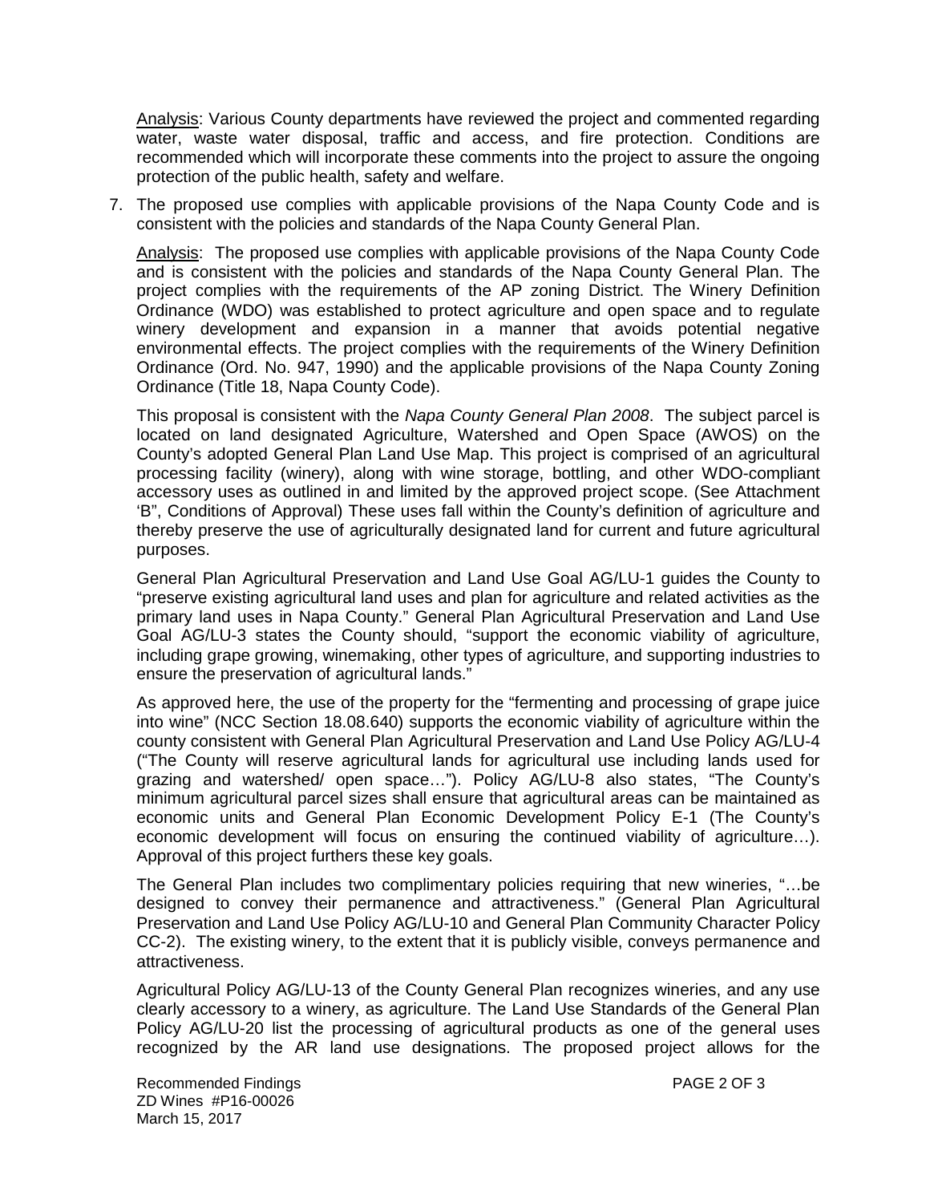Analysis: Various County departments have reviewed the project and commented regarding water, waste water disposal, traffic and access, and fire protection. Conditions are recommended which will incorporate these comments into the project to assure the ongoing protection of the public health, safety and welfare.

7. The proposed use complies with applicable provisions of the Napa County Code and is consistent with the policies and standards of the Napa County General Plan.

   Analysis: The proposed use complies with applicable provisions of the Napa County Code and is consistent with the policies and standards of the Napa County General Plan. The project complies with the requirements of the AP zoning District. The Winery Definition Ordinance (WDO) was established to protect agriculture and open space and to regulate winery development and expansion in a manner that avoids potential negative environmental effects. The project complies with the requirements of the Winery Definition Ordinance (Ord. No. 947, 1990) and the applicable provisions of the Napa County Zoning Ordinance (Title 18, Napa County Code).

   This proposal is consistent with the *Napa County General Plan 2008*. The subject parcel is located on land designated Agriculture, Watershed and Open Space (AWOS) on the County's adopted General Plan Land Use Map. This project is comprised of an agricultural processing facility (winery), along with wine storage, bottling, and other WDO-compliant accessory uses as outlined in and limited by the approved project scope. (See Attachment 'B", Conditions of Approval) These uses fall within the County's definition of agriculture and thereby preserve the use of agriculturally designated land for current and future agricultural purposes.

   General Plan Agricultural Preservation and Land Use Goal AG/LU-1 guides the County to "preserve existing agricultural land uses and plan for agriculture and related activities as the primary land uses in Napa County." General Plan Agricultural Preservation and Land Use Goal AG/LU-3 states the County should, "support the economic viability of agriculture, including grape growing, winemaking, other types of agriculture, and supporting industries to ensure the preservation of agricultural lands."

   As approved here, the use of the property for the "fermenting and processing of grape juice into wine" (NCC Section 18.08.640) supports the economic viability of agriculture within the county consistent with General Plan Agricultural Preservation and Land Use Policy AG/LU-4 ("The County will reserve agricultural lands for agricultural use including lands used for grazing and watershed/ open space…"). Policy AG/LU-8 also states, "The County's minimum agricultural parcel sizes shall ensure that agricultural areas can be maintained as economic units and General Plan Economic Development Policy E-1 (The County's economic development will focus on ensuring the continued viability of agriculture…). Approval of this project furthers these key goals.

   The General Plan includes two complimentary policies requiring that new wineries, "…be designed to convey their permanence and attractiveness." (General Plan Agricultural Preservation and Land Use Policy AG/LU-10 and General Plan Community Character Policy CC-2). The existing winery, to the extent that it is publicly visible, conveys permanence and attractiveness.

   Agricultural Policy AG/LU-13 of the County General Plan recognizes wineries, and any use clearly accessory to a winery, as agriculture. The Land Use Standards of the General Plan Policy AG/LU-20 list the processing of agricultural products as one of the general uses recognized by the AR land use designations. The proposed project allows for the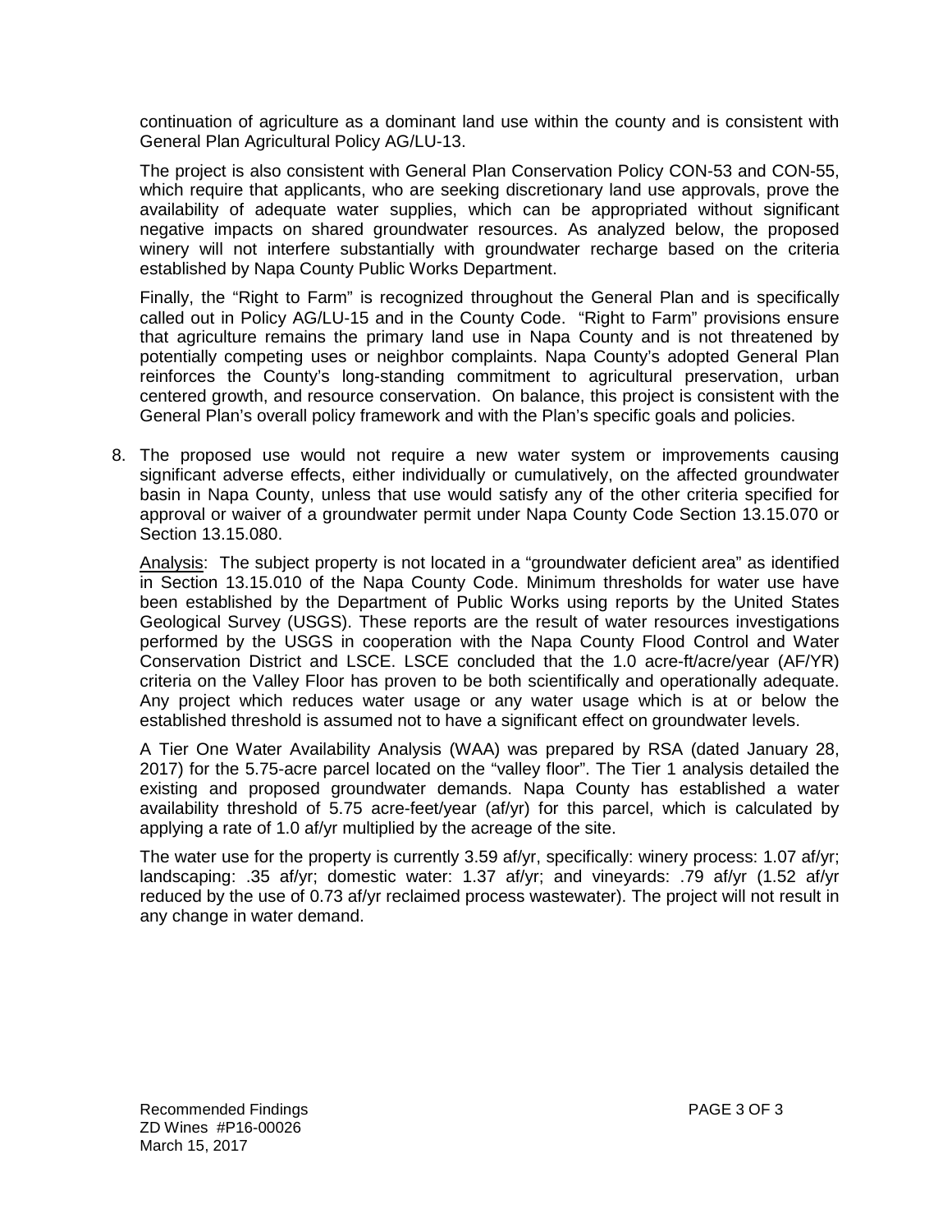continuation of agriculture as a dominant land use within the county and is consistent with General Plan Agricultural Policy AG/LU-13.

The project is also consistent with General Plan Conservation Policy CON-53 and CON-55, which require that applicants, who are seeking discretionary land use approvals, prove the availability of adequate water supplies, which can be appropriated without significant negative impacts on shared groundwater resources. As analyzed below, the proposed winery will not interfere substantially with groundwater recharge based on the criteria established by Napa County Public Works Department.

Finally, the "Right to Farm" is recognized throughout the General Plan and is specifically called out in Policy AG/LU-15 and in the County Code. "Right to Farm" provisions ensure that agriculture remains the primary land use in Napa County and is not threatened by potentially competing uses or neighbor complaints. Napa County's adopted General Plan reinforces the County's long-standing commitment to agricultural preservation, urban centered growth, and resource conservation. On balance, this project is consistent with the General Plan's overall policy framework and with the Plan's specific goals and policies.

8. The proposed use would not require a new water system or improvements causing significant adverse effects, either individually or cumulatively, on the affected groundwater basin in Napa County, unless that use would satisfy any of the other criteria specified for approval or waiver of a groundwater permit under Napa County Code Section 13.15.070 or Section 13.15.080.

   Analysis: The subject property is not located in a "groundwater deficient area" as identified in Section 13.15.010 of the Napa County Code. Minimum thresholds for water use have been established by the Department of Public Works using reports by the United States Geological Survey (USGS). These reports are the result of water resources investigations performed by the USGS in cooperation with the Napa County Flood Control and Water Conservation District and LSCE. LSCE concluded that the 1.0 acre-ft/acre/year (AF/YR) criteria on the Valley Floor has proven to be both scientifically and operationally adequate. Any project which reduces water usage or any water usage which is at or below the established threshold is assumed not to have a significant effect on groundwater levels.

   A Tier One Water Availability Analysis (WAA) was prepared by RSA (dated January 28, 2017) for the 5.75-acre parcel located on the "valley floor". The Tier 1 analysis detailed the existing and proposed groundwater demands. Napa County has established a water availability threshold of 5.75 acre-feet/year (af/yr) for this parcel, which is calculated by applying a rate of 1.0 af/yr multiplied by the acreage of the site.

   The water use for the property is currently 3.59 af/yr, specifically: winery process: 1.07 af/yr; landscaping: .35 af/yr; domestic water: 1.37 af/yr; and vineyards: .79 af/yr (1.52 af/yr reduced by the use of 0.73 af/yr reclaimed process wastewater). The project will not result in any change in water demand.

Recommended Findings
ZD Wines #P16-00026
March 15, 2017